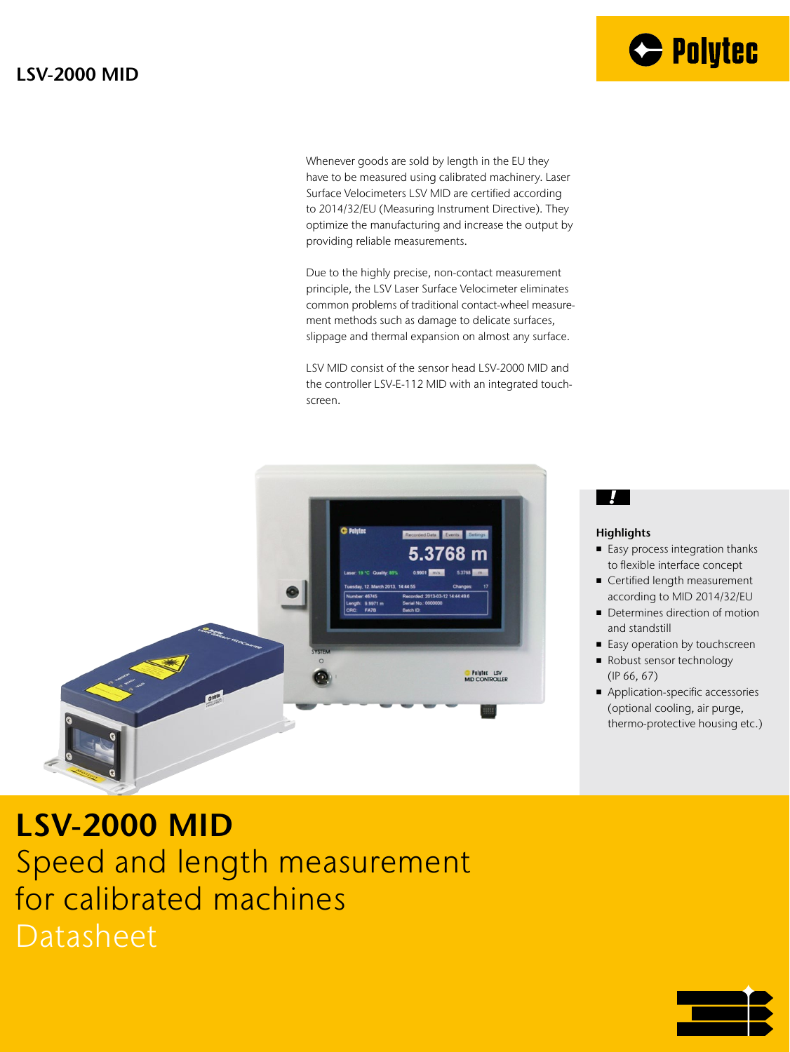# LSV-2000 MID

Whenever goods are sold by length in the EU they have to be measured using calibrated machinery. Laser Surface Velocimeters LSV MID are certified according to 2014/32/EU (Measuring Instrument Directive). They optimize the manufacturing and increase the output by providing reliable measurements.

Due to the highly precise, non-contact measurement principle, the LSV Laser Surface Velocimeter eliminates common problems of traditional contact-wheel measurement methods such as damage to delicate surfaces, slippage and thermal expansion on almost any surface.

LSV MID consist of the sensor head LSV-2000 MID and the controller LSV-E-112 MID with an integrated touch-screen.

### Highlights

- Easy process integration thanks to flexible interface concept
- Certified length measurement according to MID 2014/32/EU
- Determines direction of motion and standstill
- Easy operation by touchscreen
- Robust sensor technology (IP 66, 67)
- Application-specific accessories (optional cooling, air purge, thermo-protective housing etc.)

## LSV-2000 MID

Speed and length measurement for calibrated machines

Datasheet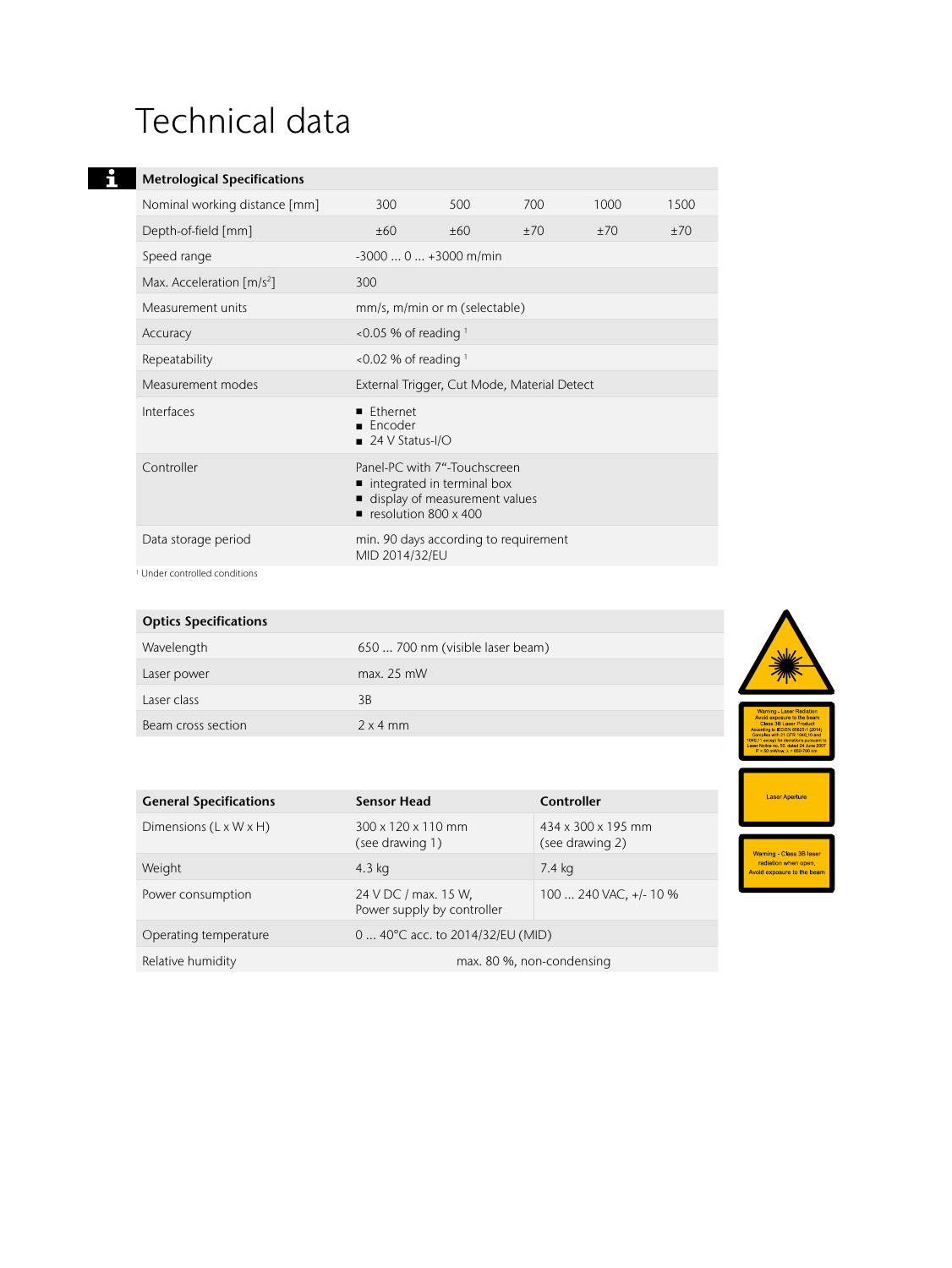# Technical data

| Metrological Specifications | | | | | |
|---|---|---|---|---|---|
| Nominal working distance [mm] | 300 | 500 | 700 | 1000 | 1500 |
| Depth-of-field [mm] | ±60 | ±60 | ±70 | ±70 | ±70 |
| Speed range | -3000 ... 0 ... +3000 m/min | | | | |
| Max. Acceleration [m/s²] | 300 | | | | |
| Measurement units | mm/s, m/min or m (selectable) | | | | |
| Accuracy | <0.05 % of reading [1] | | | | |
| Repeatability | <0.02 % of reading [1] | | | | |
| Measurement modes | External Trigger, Cut Mode, Material Detect | | | | |
| Interfaces | ■ Ethernet<br>■ Encoder<br>■ 24 V Status-I/O | | | | |
| Controller | Panel-PC with 7"-Touchscreen<br>■ integrated in terminal box<br>■ display of measurement values<br>■ resolution 800 x 400 | | | | |
| Data storage period | min. 90 days according to requirement MID 2014/32/EU | | | | |

[1] Under controlled conditions

| Optics Specifications | |
|---|---|
| Wavelength | 650 ... 700 nm (visible laser beam) |
| Laser power | max. 25 mW |
| Laser class | 3B |
| Beam cross section | 2 x 4 mm |

| General Specifications | Sensor Head | Controller |
|---|---|---|
| Dimensions (L x W x H) | 300 x 120 x 110 mm<br>(see drawing 1) | 434 x 300 x 195 mm<br>(see drawing 2) |
| Weight | 4.3 kg | 7.4 kg |
| Power consumption | 24 V DC / max. 15 W,<br>Power supply by controller | 100 ... 240 VAC, +/- 10 % |
| Operating temperature | 0 ... 40°C acc. to 2014/32/EU (MID) | |
| Relative humidity | max. 80 %, non-condensing | |

Warning - Laser Radiation
Avoid exposure to the beam
Class 3B Laser Product
According to IEC/EN 60825-1 (2014)
Complies with 21 CFR 1040.10 and 1040.11 except for deviations pursuant to Laser Notice no. 50, dated 24 June 2007
P = 50 mW/cw; λ = 650-700 nm

Laser Aperture

Warning - Class 3B laser radiation when open, Avoid exposure to the beam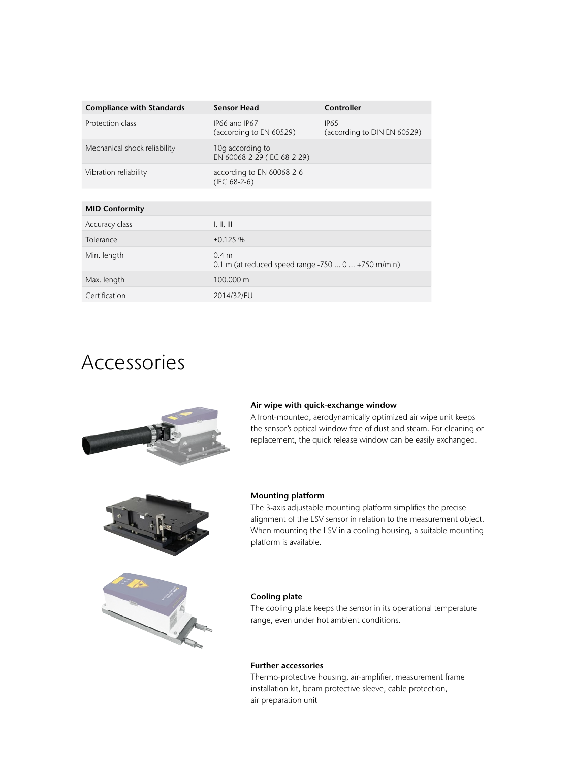| Compliance with Standards | Sensor Head | Controller |
|---|---|---|
| Protection class | IP66 and IP67<br>(according to EN 60529) | IP65<br>(according to DIN EN 60529) |
| Mechanical shock reliability | 10g according to<br>EN 60068-2-29 (IEC 68-2-29) | - |
| Vibration reliability | according to EN 60068-2-6<br>(IEC 68-2-6) | - |

| MID Conformity | |
|---|---|
| Accuracy class | I, II, III |
| Tolerance | ±0.125 % |
| Min. length | 0.4 m<br>0.1 m (at reduced speed range -750 ... 0 ... +750 m/min) |
| Max. length | 100.000 m |
| Certification | 2014/32/EU |

# Accessories

**Air wipe with quick-exchange window**
A front-mounted, aerodynamically optimized air wipe unit keeps the sensor's optical window free of dust and steam. For cleaning or replacement, the quick release window can be easily exchanged.

**Mounting platform**
The 3-axis adjustable mounting platform simplifies the precise alignment of the LSV sensor in relation to the measurement object. When mounting the LSV in a cooling housing, a suitable mounting platform is available.

**Cooling plate**
The cooling plate keeps the sensor in its operational temperature range, even under hot ambient conditions.

**Further accessories**
Thermo-protective housing, air-amplifier, measurement frame installation kit, beam protective sleeve, cable protection, air preparation unit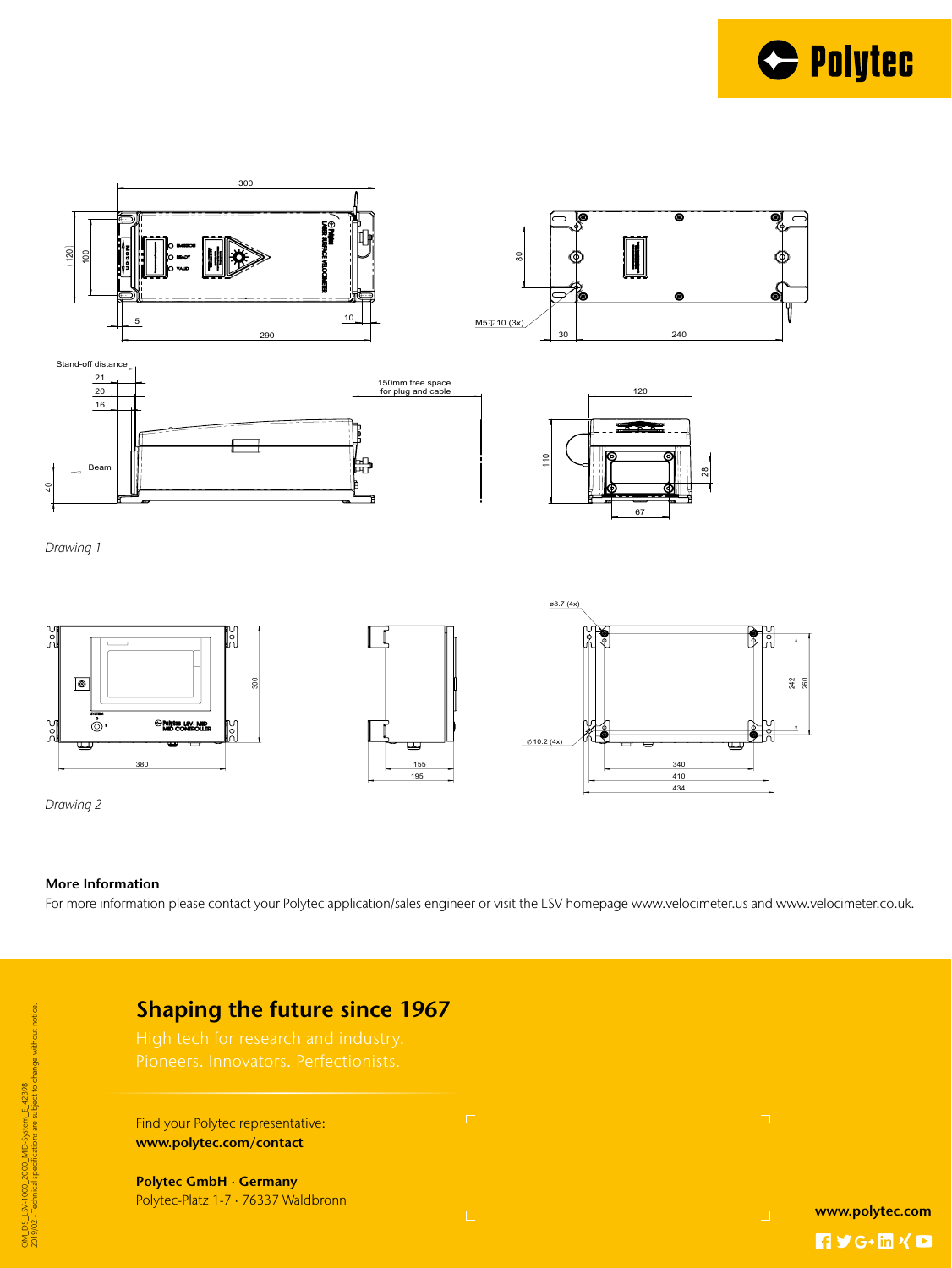300

(120)

100

5

10

290

80

M5 ⊽ 10 (3x)

30

240

Stand-off distance

21

20

16

150mm free space
for plug and cable

Beam

40

120

110

28

67

*Drawing 1*

ø8.7 (4x)

300

242

260

∅10.2 (4x)

380

155

195

340

410

434

*Drawing 2*

**More Information**

For more information please contact your Polytec application/sales engineer or visit the LSV homepage www.velocimeter.us and www.velocimeter.co.uk.

## Shaping the future since 1967

High tech for research and industry.
Pioneers. Innovators. Perfectionists.

Find your Polytec representative:
**www.polytec.com/contact**

**Polytec GmbH · Germany**
Polytec-Platz 1-7 · 76337 Waldbronn

**www.polytec.com**

OM_DS_LSV-1000_2000_MID-System_E_42398
2019/02 - Technical specifications are subject to change without notice.